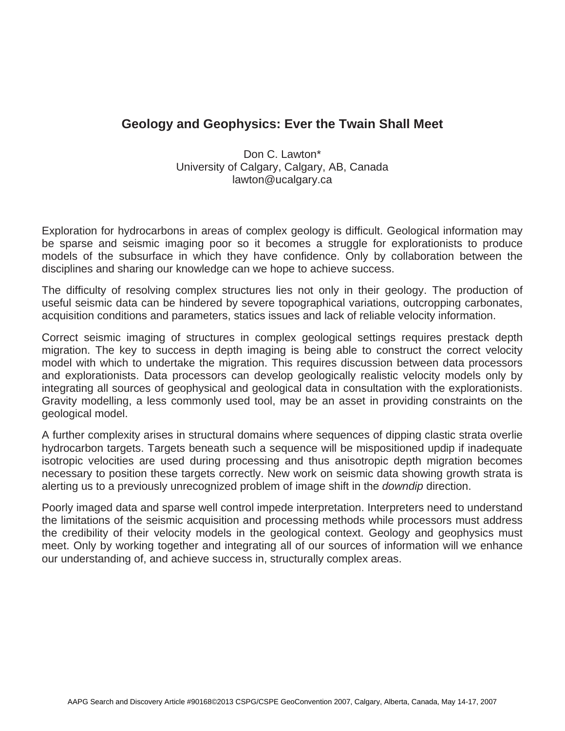# Geology and Geophysics: Ever the Twain Shall Meet

Don C. Lawton*
University of Calgary, Calgary, AB, Canada
lawton@ucalgary.ca

Exploration for hydrocarbons in areas of complex geology is difficult. Geological information may be sparse and seismic imaging poor so it becomes a struggle for explorationists to produce models of the subsurface in which they have confidence. Only by collaboration between the disciplines and sharing our knowledge can we hope to achieve success.

The difficulty of resolving complex structures lies not only in their geology. The production of useful seismic data can be hindered by severe topographical variations, outcropping carbonates, acquisition conditions and parameters, statics issues and lack of reliable velocity information.

Correct seismic imaging of structures in complex geological settings requires prestack depth migration. The key to success in depth imaging is being able to construct the correct velocity model with which to undertake the migration. This requires discussion between data processors and explorationists. Data processors can develop geologically realistic velocity models only by integrating all sources of geophysical and geological data in consultation with the explorationists. Gravity modelling, a less commonly used tool, may be an asset in providing constraints on the geological model.

A further complexity arises in structural domains where sequences of dipping clastic strata overlie hydrocarbon targets. Targets beneath such a sequence will be mispositioned updip if inadequate isotropic velocities are used during processing and thus anisotropic depth migration becomes necessary to position these targets correctly. New work on seismic data showing growth strata is alerting us to a previously unrecognized problem of image shift in the *downdip* direction.

Poorly imaged data and sparse well control impede interpretation. Interpreters need to understand the limitations of the seismic acquisition and processing methods while processors must address the credibility of their velocity models in the geological context. Geology and geophysics must meet. Only by working together and integrating all of our sources of information will we enhance our understanding of, and achieve success in, structurally complex areas.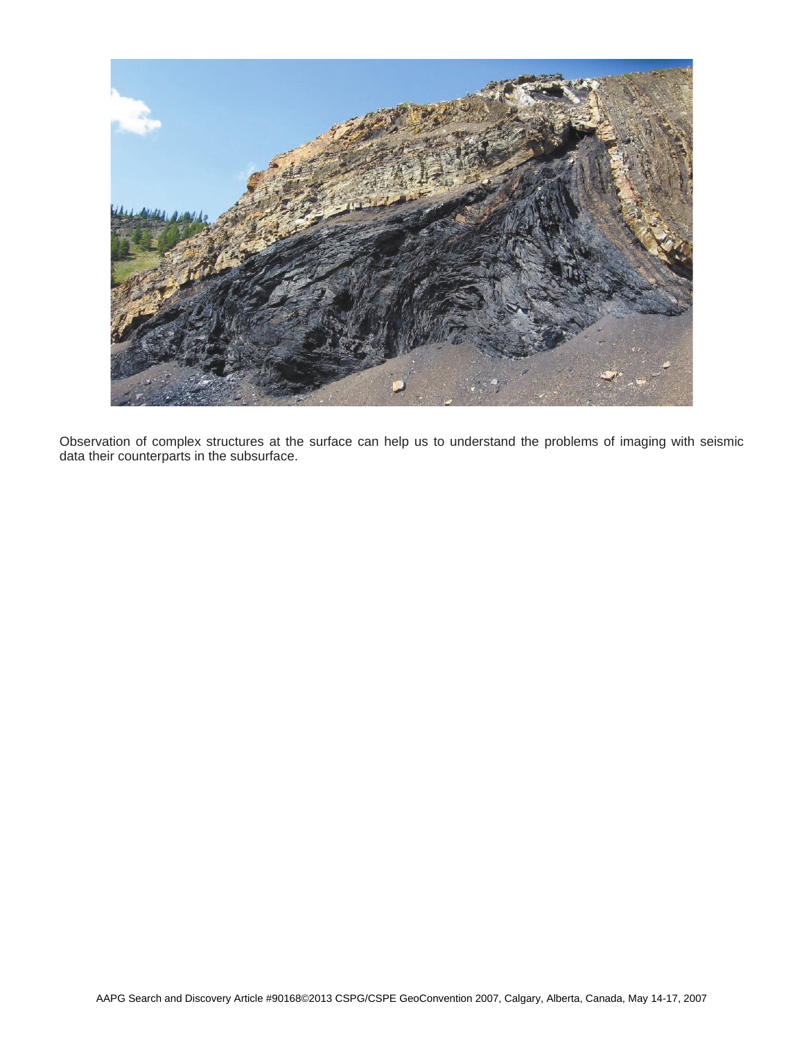Observation of complex structures at the surface can help us to understand the problems of imaging with seismic data their counterparts in the subsurface.